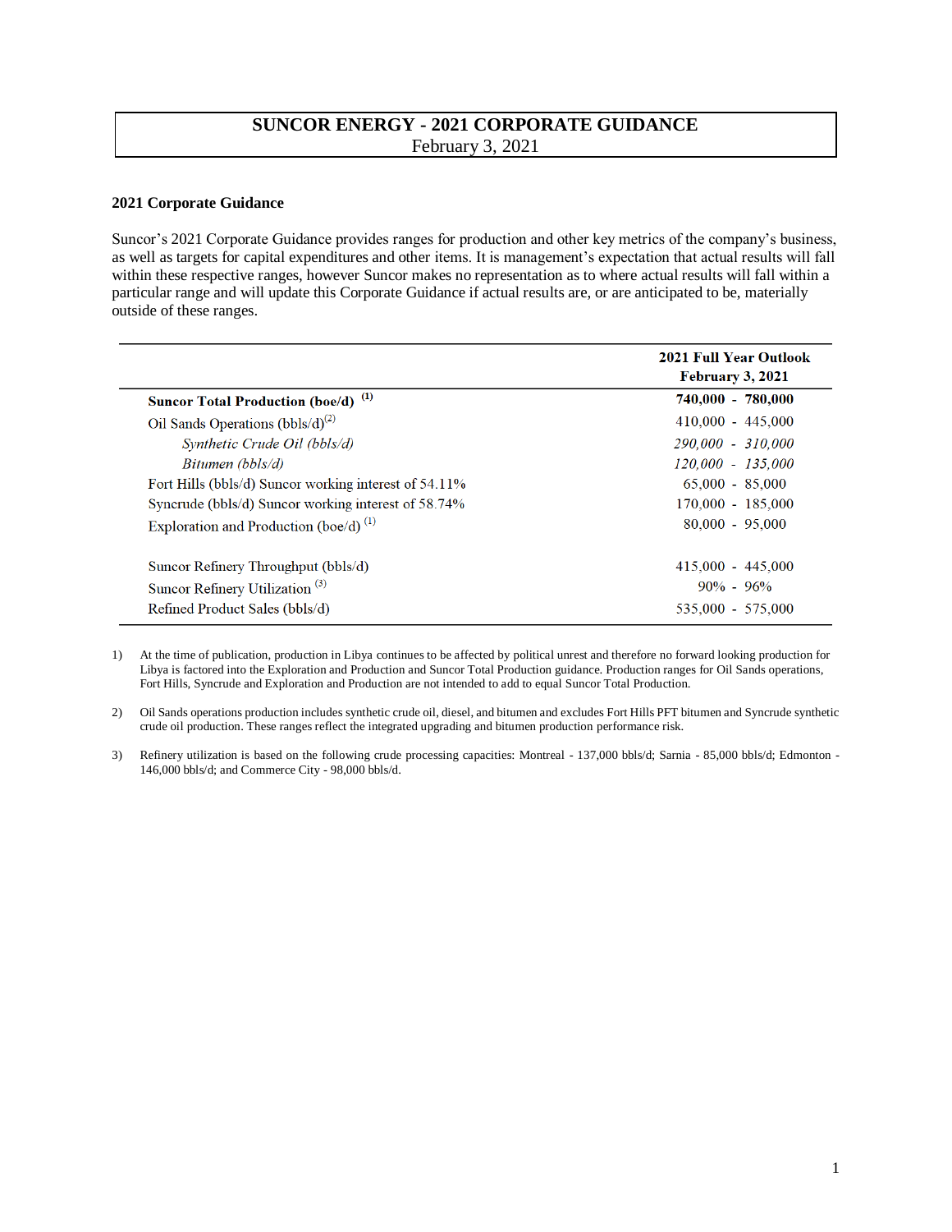# SUNCOR ENERGY - 2021 CORPORATE GUIDANCE

February 3, 2021

## 2021 Corporate Guidance

Suncor's 2021 Corporate Guidance provides ranges for production and other key metrics of the company's business, as well as targets for capital expenditures and other items. It is management's expectation that actual results will fall within these respective ranges, however Suncor makes no representation as to where actual results will fall within a particular range and will update this Corporate Guidance if actual results are, or are anticipated to be, materially outside of these ranges.

| | 2021 Full Year Outlook February 3, 2021 |
|---|---|
| **Suncor Total Production (boe/d)** [1] | **740,000 - 780,000** |
| Oil Sands Operations (bbls/d)[2] | 410,000 - 445,000 |
| *Synthetic Crude Oil (bbls/d)* | *290,000 - 310,000* |
| *Bitumen (bbls/d)* | *120,000 - 135,000* |
| Fort Hills (bbls/d) Suncor working interest of 54.11% | 65,000 - 85,000 |
| Syncrude (bbls/d) Suncor working interest of 58.74% | 170,000 - 185,000 |
| Exploration and Production (boe/d) [1] | 80,000 - 95,000 |
| | |
| Suncor Refinery Throughput (bbls/d) | 415,000 - 445,000 |
| Suncor Refinery Utilization [3] | 90% - 96% |
| Refined Product Sales (bbls/d) | 535,000 - 575,000 |

1) At the time of publication, production in Libya continues to be affected by political unrest and therefore no forward looking production for Libya is factored into the Exploration and Production and Suncor Total Production guidance. Production ranges for Oil Sands operations, Fort Hills, Syncrude and Exploration and Production are not intended to add to equal Suncor Total Production.

2) Oil Sands operations production includes synthetic crude oil, diesel, and bitumen and excludes Fort Hills PFT bitumen and Syncrude synthetic crude oil production. These ranges reflect the integrated upgrading and bitumen production performance risk.

3) Refinery utilization is based on the following crude processing capacities: Montreal - 137,000 bbls/d; Sarnia - 85,000 bbls/d; Edmonton - 146,000 bbls/d; and Commerce City - 98,000 bbls/d.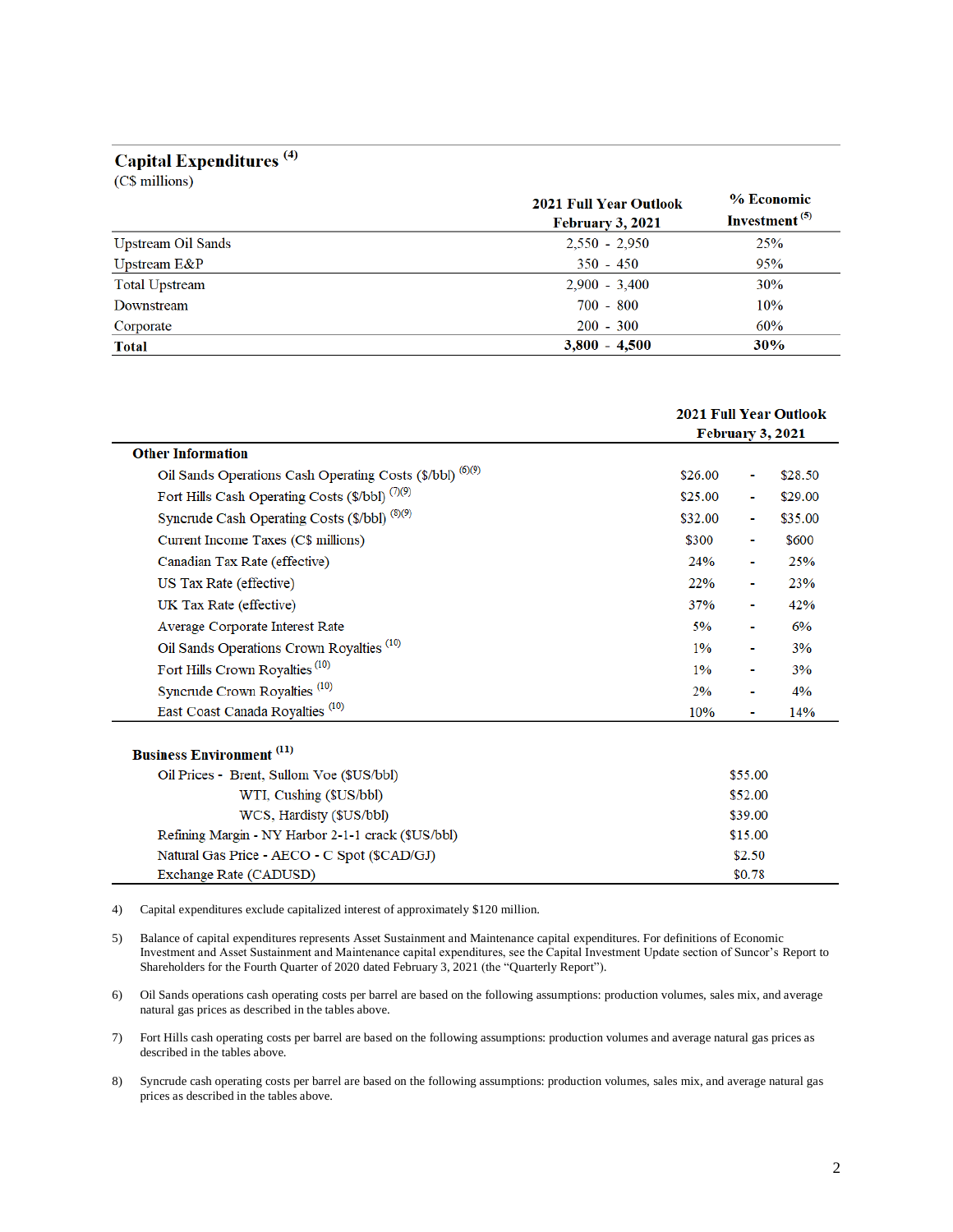## Capital Expenditures [4]

(C$ millions)

| | 2021 Full Year Outlook February 3, 2021 | % Economic Investment [5] |
|---|---|---|
| Upstream Oil Sands | 2,550 - 2,950 | 25% |
| Upstream E&P | 350 - 450 | 95% |
| Total Upstream | 2,900 - 3,400 | 30% |
| Downstream | 700 - 800 | 10% |
| Corporate | 200 - 300 | 60% |
| **Total** | **3,800 - 4,500** | **30%** |

| | 2021 Full Year Outlook February 3, 2021 | | |
|---|---|---|---|
| **Other Information** | | | |
| Oil Sands Operations Cash Operating Costs ($/bbl) [6][9] | $26.00 | - | $28.50 |
| Fort Hills Cash Operating Costs ($/bbl) [7][9] | $25.00 | - | $29.00 |
| Syncrude Cash Operating Costs ($/bbl) [8][9] | $32.00 | - | $35.00 |
| Current Income Taxes (C$ millions) | $300 | - | $600 |
| Canadian Tax Rate (effective) | 24% | - | 25% |
| US Tax Rate (effective) | 22% | - | 23% |
| UK Tax Rate (effective) | 37% | - | 42% |
| Average Corporate Interest Rate | 5% | - | 6% |
| Oil Sands Operations Crown Royalties [10] | 1% | - | 3% |
| Fort Hills Crown Royalties [10] | 1% | - | 3% |
| Syncrude Crown Royalties [10] | 2% | - | 4% |
| East Coast Canada Royalties [10] | 10% | - | 14% |
| **Business Environment** [11] | | | |
| Oil Prices - Brent, Sullom Voe ($US/bbl) | $55.00 | | |
| WTI, Cushing ($US/bbl) | $52.00 | | |
| WCS, Hardisty ($US/bbl) | $39.00 | | |
| Refining Margin - NY Harbor 2-1-1 crack ($US/bbl) | $15.00 | | |
| Natural Gas Price - AECO - C Spot ($CAD/GJ) | $2.50 | | |
| Exchange Rate (CADUSD) | $0.78 | | |

4) Capital expenditures exclude capitalized interest of approximately $120 million.

5) Balance of capital expenditures represents Asset Sustainment and Maintenance capital expenditures. For definitions of Economic Investment and Asset Sustainment and Maintenance capital expenditures, see the Capital Investment Update section of Suncor's Report to Shareholders for the Fourth Quarter of 2020 dated February 3, 2021 (the "Quarterly Report").

6) Oil Sands operations cash operating costs per barrel are based on the following assumptions: production volumes, sales mix, and average natural gas prices as described in the tables above.

7) Fort Hills cash operating costs per barrel are based on the following assumptions: production volumes and average natural gas prices as described in the tables above.

8) Syncrude cash operating costs per barrel are based on the following assumptions: production volumes, sales mix, and average natural gas prices as described in the tables above.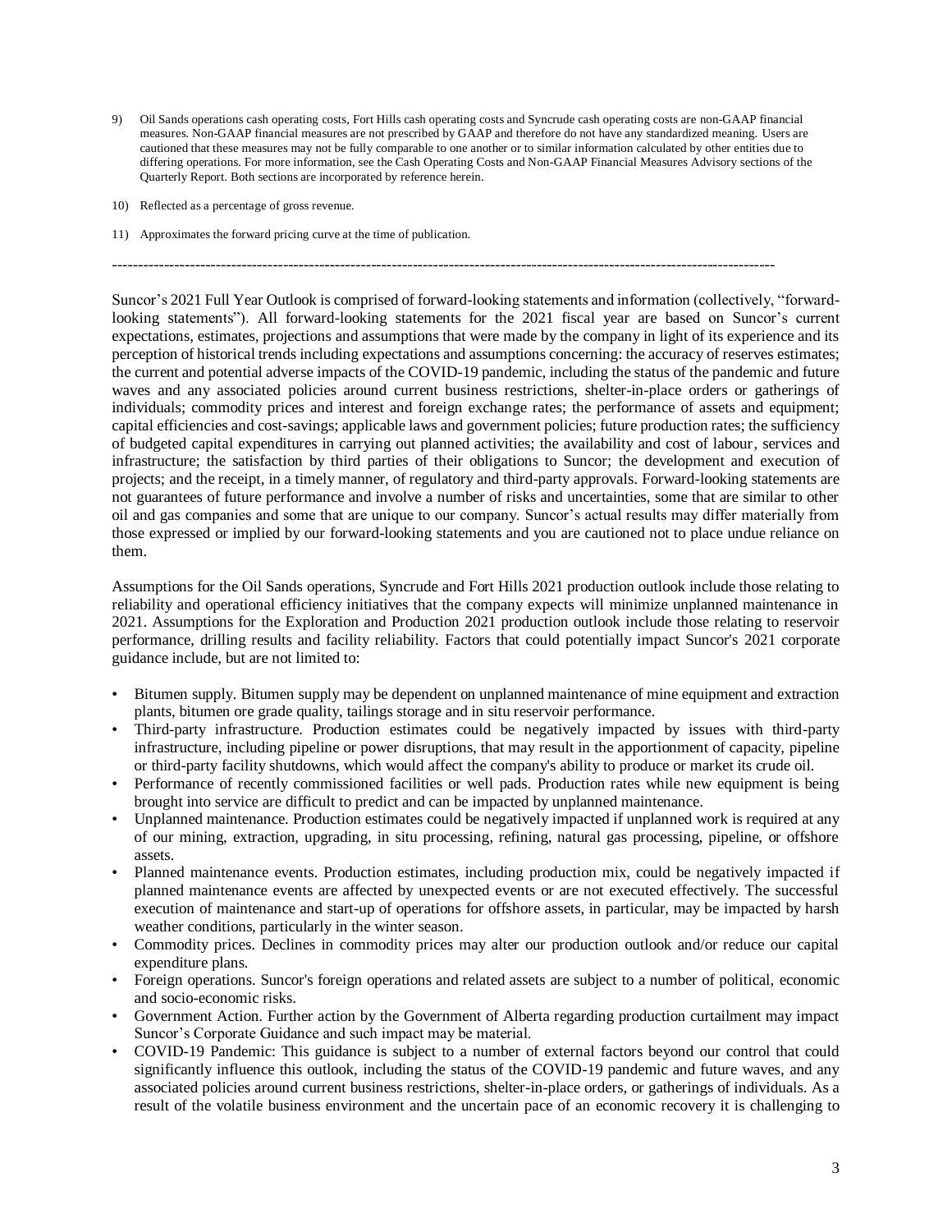9) Oil Sands operations cash operating costs, Fort Hills cash operating costs and Syncrude cash operating costs are non-GAAP financial measures. Non-GAAP financial measures are not prescribed by GAAP and therefore do not have any standardized meaning. Users are cautioned that these measures may not be fully comparable to one another or to similar information calculated by other entities due to differing operations. For more information, see the Cash Operating Costs and Non-GAAP Financial Measures Advisory sections of the Quarterly Report. Both sections are incorporated by reference herein.

10) Reflected as a percentage of gross revenue.

11) Approximates the forward pricing curve at the time of publication.

---

Suncor's 2021 Full Year Outlook is comprised of forward-looking statements and information (collectively, "forward-looking statements"). All forward-looking statements for the 2021 fiscal year are based on Suncor's current expectations, estimates, projections and assumptions that were made by the company in light of its experience and its perception of historical trends including expectations and assumptions concerning: the accuracy of reserves estimates; the current and potential adverse impacts of the COVID-19 pandemic, including the status of the pandemic and future waves and any associated policies around current business restrictions, shelter-in-place orders or gatherings of individuals; commodity prices and interest and foreign exchange rates; the performance of assets and equipment; capital efficiencies and cost-savings; applicable laws and government policies; future production rates; the sufficiency of budgeted capital expenditures in carrying out planned activities; the availability and cost of labour, services and infrastructure; the satisfaction by third parties of their obligations to Suncor; the development and execution of projects; and the receipt, in a timely manner, of regulatory and third-party approvals. Forward-looking statements are not guarantees of future performance and involve a number of risks and uncertainties, some that are similar to other oil and gas companies and some that are unique to our company. Suncor's actual results may differ materially from those expressed or implied by our forward-looking statements and you are cautioned not to place undue reliance on them.

Assumptions for the Oil Sands operations, Syncrude and Fort Hills 2021 production outlook include those relating to reliability and operational efficiency initiatives that the company expects will minimize unplanned maintenance in 2021. Assumptions for the Exploration and Production 2021 production outlook include those relating to reservoir performance, drilling results and facility reliability. Factors that could potentially impact Suncor's 2021 corporate guidance include, but are not limited to:

- Bitumen supply. Bitumen supply may be dependent on unplanned maintenance of mine equipment and extraction plants, bitumen ore grade quality, tailings storage and in situ reservoir performance.
- Third-party infrastructure. Production estimates could be negatively impacted by issues with third-party infrastructure, including pipeline or power disruptions, that may result in the apportionment of capacity, pipeline or third-party facility shutdowns, which would affect the company's ability to produce or market its crude oil.
- Performance of recently commissioned facilities or well pads. Production rates while new equipment is being brought into service are difficult to predict and can be impacted by unplanned maintenance.
- Unplanned maintenance. Production estimates could be negatively impacted if unplanned work is required at any of our mining, extraction, upgrading, in situ processing, refining, natural gas processing, pipeline, or offshore assets.
- Planned maintenance events. Production estimates, including production mix, could be negatively impacted if planned maintenance events are affected by unexpected events or are not executed effectively. The successful execution of maintenance and start-up of operations for offshore assets, in particular, may be impacted by harsh weather conditions, particularly in the winter season.
- Commodity prices. Declines in commodity prices may alter our production outlook and/or reduce our capital expenditure plans.
- Foreign operations. Suncor's foreign operations and related assets are subject to a number of political, economic and socio-economic risks.
- Government Action. Further action by the Government of Alberta regarding production curtailment may impact Suncor's Corporate Guidance and such impact may be material.
- COVID-19 Pandemic: This guidance is subject to a number of external factors beyond our control that could significantly influence this outlook, including the status of the COVID-19 pandemic and future waves, and any associated policies around current business restrictions, shelter-in-place orders, or gatherings of individuals. As a result of the volatile business environment and the uncertain pace of an economic recovery it is challenging to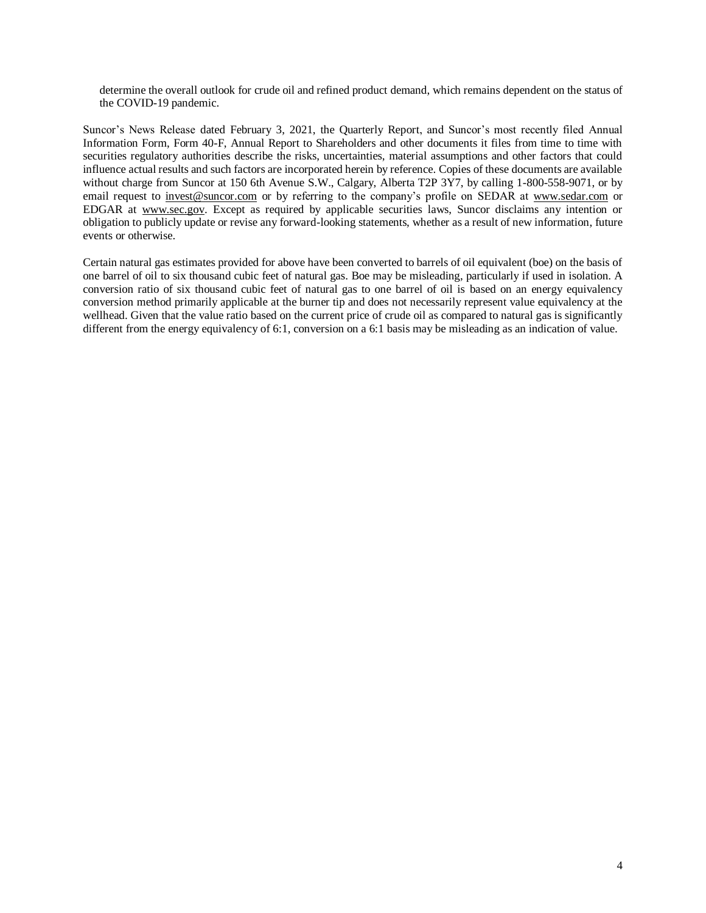determine the overall outlook for crude oil and refined product demand, which remains dependent on the status of the COVID-19 pandemic.

Suncor's News Release dated February 3, 2021, the Quarterly Report, and Suncor's most recently filed Annual Information Form, Form 40-F, Annual Report to Shareholders and other documents it files from time to time with securities regulatory authorities describe the risks, uncertainties, material assumptions and other factors that could influence actual results and such factors are incorporated herein by reference. Copies of these documents are available without charge from Suncor at 150 6th Avenue S.W., Calgary, Alberta T2P 3Y7, by calling 1-800-558-9071, or by email request to invest@suncor.com or by referring to the company's profile on SEDAR at www.sedar.com or EDGAR at www.sec.gov. Except as required by applicable securities laws, Suncor disclaims any intention or obligation to publicly update or revise any forward-looking statements, whether as a result of new information, future events or otherwise.

Certain natural gas estimates provided for above have been converted to barrels of oil equivalent (boe) on the basis of one barrel of oil to six thousand cubic feet of natural gas. Boe may be misleading, particularly if used in isolation. A conversion ratio of six thousand cubic feet of natural gas to one barrel of oil is based on an energy equivalency conversion method primarily applicable at the burner tip and does not necessarily represent value equivalency at the wellhead. Given that the value ratio based on the current price of crude oil as compared to natural gas is significantly different from the energy equivalency of 6:1, conversion on a 6:1 basis may be misleading as an indication of value.